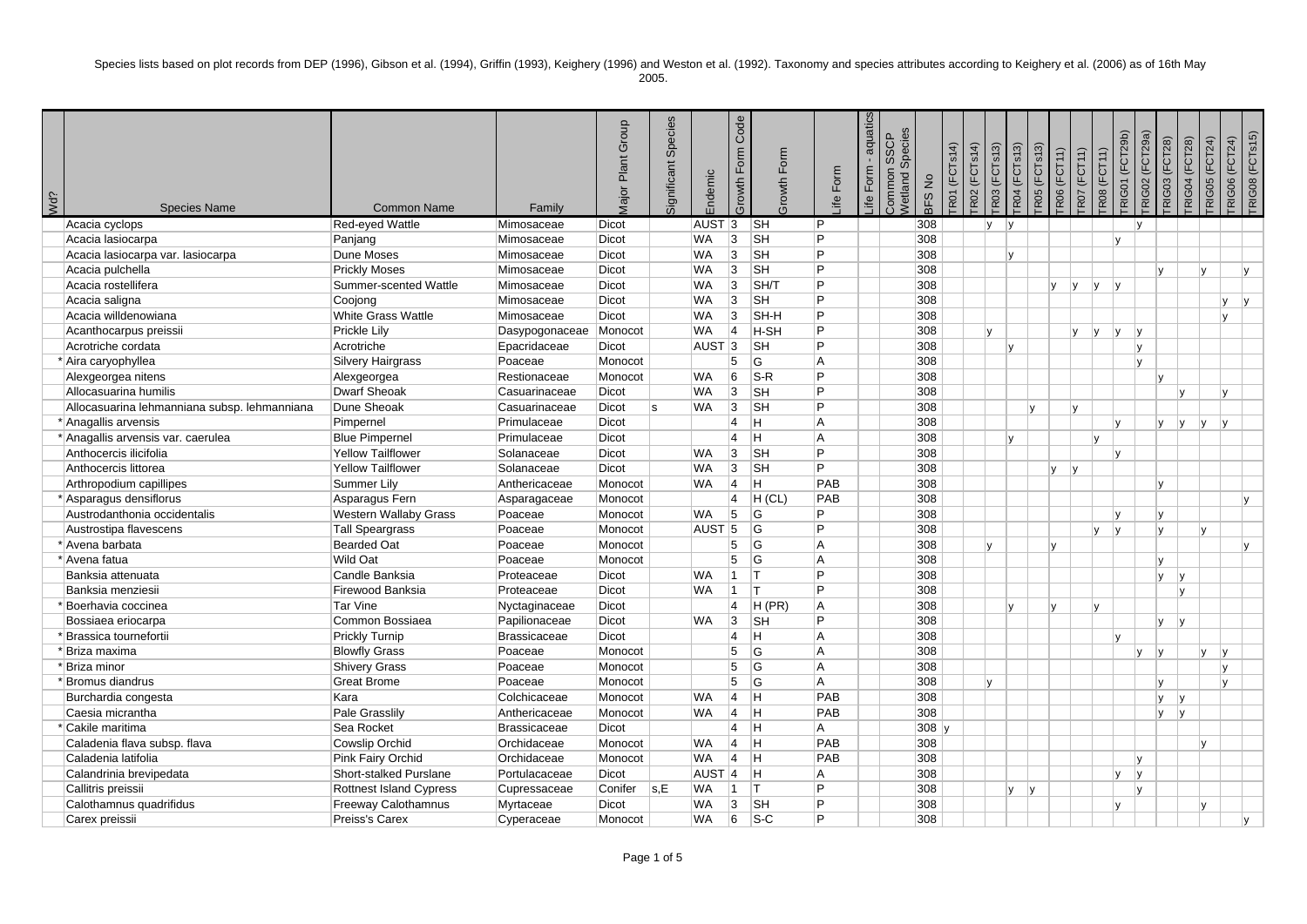Species lists based on plot records from DEP (1996), Gibson et al. (1994), Griffin (1993), Keighery (1996) and Weston et al. (1992). Taxonomy and species attributes according to Keighery et al. (2006) as of 16th May 2005.

| Wd? | Species Name | Common Name | Family | Major Plant Group | Significant Species | Endemic | Growth Form Code | Growth Form | Life Form | Life Form - aquatics | Common SSCP Wetland Species | BFS No | TR01 (FCTs14) | TR02 (FCTs14) | TR03 (FCTs13) | TR04 (FCTs13) | TR05 (FCTs13) | TR06 (FCT11) | TR07 (FCT11) | TR08 (FCT11) | TRIG01 (FCT29b) | TRIG02 (FCT29a) | TRIG03 (FCT28) | TRIG04 (FCT28) | TRIG05 (FCT24) | TRIG06 (FCT24) | TRIG08 (FCTs15) |
|---|---|---|---|---|---|---|---|---|---|---|---|---|---|---|---|---|---|---|---|---|---|---|---|---|---|---|---|
| | Acacia cyclops | Red-eyed Wattle | Mimosaceae | Dicot | | AUST | 3 | SH | P | | | 308 | | | y | y | | | | | | y | | | | | |
| | Acacia lasiocarpa | Panjang | Mimosaceae | Dicot | | WA | 3 | SH | P | | | 308 | | | | | | | | | y | | | | | | |
| | Acacia lasiocarpa var. lasiocarpa | Dune Moses | Mimosaceae | Dicot | | WA | 3 | SH | P | | | 308 | | | | y | | | | | | | | | | | |
| | Acacia pulchella | Prickly Moses | Mimosaceae | Dicot | | WA | 3 | SH | P | | | 308 | | | | | | | | | | | y | | y | | y |
| | Acacia rostellifera | Summer-scented Wattle | Mimosaceae | Dicot | | WA | 3 | SH/T | P | | | 308 | | | | | | y | y | y | y | | | | | | |
| | Acacia saligna | Coojong | Mimosaceae | Dicot | | WA | 3 | SH | P | | | 308 | | | | | | | | | | | | | | y | y |
| | Acacia willdenowiana | White Grass Wattle | Mimosaceae | Dicot | | WA | 3 | SH-H | P | | | 308 | | | | | | | | | | | | | | y | |
| | Acanthocarpus preissii | Prickle Lily | Dasypogonaceae | Monocot | | WA | 4 | H-SH | P | | | 308 | | | y | | | | y | y | y | y | | | | | |
| | Acrotriche cordata | Acrotriche | Epacridaceae | Dicot | | AUST | 3 | SH | P | | | 308 | | | | y | | | | | | y | | | | | |
| * | Aira caryophyllea | Silvery Hairgrass | Poaceae | Monocot | | | 5 | G | A | | | 308 | | | | | | | | | | y | | | | | |
| | Alexgeorgea nitens | Alexgeorgea | Restionaceae | Monocot | | WA | 6 | S-R | P | | | 308 | | | | | | | | | | | y | | | | |
| | Allocasuarina humilis | Dwarf Sheoak | Casuarinaceae | Dicot | | WA | 3 | SH | P | | | 308 | | | | | | | | | | | | y | | y | |
| | Allocasuarina lehmanniana subsp. lehmanniana | Dune Sheoak | Casuarinaceae | Dicot | s | WA | 3 | SH | P | | | 308 | | | | | y | | y | | | | | | | | |
| * | Anagallis arvensis | Pimpernel | Primulaceae | Dicot | | | 4 | H | A | | | 308 | | | | | | | | | y | | y | y | y | y | |
| * | Anagallis arvensis var. caerulea | Blue Pimpernel | Primulaceae | Dicot | | | 4 | H | A | | | 308 | | | | y | | | | y | | | | | | | |
| | Anthocercis ilicifolia | Yellow Tailflower | Solanaceae | Dicot | | WA | 3 | SH | P | | | 308 | | | | | | | | | y | | | | | | |
| | Anthocercis littorea | Yellow Tailflower | Solanaceae | Dicot | | WA | 3 | SH | P | | | 308 | | | | | | y | y | | | | | | | | |
| | Arthropodium capillipes | Summer Lily | Anthericaceae | Monocot | | WA | 4 | H | PAB | | | 308 | | | | | | | | | | | y | | | | |
| * | Asparagus densiflorus | Asparagus Fern | Asparagaceae | Monocot | | | 4 | H (CL) | PAB | | | 308 | | | | | | | | | | | | | | | y |
| | Austrodanthonia occidentalis | Western Wallaby Grass | Poaceae | Monocot | | WA | 5 | G | P | | | 308 | | | | | | | | | y | | y | | | | |
| | Austrostipa flavescens | Tall Speargrass | Poaceae | Monocot | | AUST | 5 | G | P | | | 308 | | | | | | | | y | y | | y | | y | | |
| * | Avena barbata | Bearded Oat | Poaceae | Monocot | | | 5 | G | A | | | 308 | | | y | | | y | | | | | | | | | y |
| * | Avena fatua | Wild Oat | Poaceae | Monocot | | | 5 | G | A | | | 308 | | | | | | | | | | | y | | | | |
| | Banksia attenuata | Candle Banksia | Proteaceae | Dicot | | WA | 1 | T | P | | | 308 | | | | | | | | | | | y | y | | | |
| | Banksia menziesii | Firewood Banksia | Proteaceae | Dicot | | WA | 1 | T | P | | | 308 | | | | | | | | | | | | y | | | |
| * | Boerhavia coccinea | Tar Vine | Nyctaginaceae | Dicot | | | 4 | H (PR) | A | | | 308 | | | | y | | y | | y | | | | | | | |
| | Bossiaea eriocarpa | Common Bossiaea | Papilionaceae | Dicot | | WA | 3 | SH | P | | | 308 | | | | | | | | | | | y | y | | | |
| * | Brassica tournefortii | Prickly Turnip | Brassicaceae | Dicot | | | 4 | H | A | | | 308 | | | | | | | | | y | | | | | | |
| * | Briza maxima | Blowfly Grass | Poaceae | Monocot | | | 5 | G | A | | | 308 | | | | | | | | | | y | y | | y | y | |
| * | Briza minor | Shivery Grass | Poaceae | Monocot | | | 5 | G | A | | | 308 | | | | | | | | | | | | | | y | |
| * | Bromus diandrus | Great Brome | Poaceae | Monocot | | | 5 | G | A | | | 308 | | | y | | | | | | | | y | | | y | |
| | Burchardia congesta | Kara | Colchicaceae | Monocot | | WA | 4 | H | PAB | | | 308 | | | | | | | | | | | y | y | | | |
| | Caesia micrantha | Pale Grasslily | Anthericaceae | Monocot | | WA | 4 | H | PAB | | | 308 | | | | | | | | | | | y | y | | | |
| * | Cakile maritima | Sea Rocket | Brassicaceae | Dicot | | | 4 | H | A | | | 308 | y | | | | | | | | | | | | | | |
| | Caladenia flava subsp. flava | Cowslip Orchid | Orchidaceae | Monocot | | WA | 4 | H | PAB | | | 308 | | | | | | | | | | | | | y | | |
| | Caladenia latifolia | Pink Fairy Orchid | Orchidaceae | Monocot | | WA | 4 | H | PAB | | | 308 | | | | | | | | | | y | | | | | |
| | Calandrinia brevipedata | Short-stalked Purslane | Portulacaceae | Dicot | | AUST | 4 | H | A | | | 308 | | | | | | | | | y | y | | | | | |
| | Callitris preissii | Rottnest Island Cypress | Cupressaceae | Conifer | s,E | WA | 1 | T | P | | | 308 | | | | y | y | | | | | y | | | | | |
| | Calothamnus quadrifidus | Freeway Calothamnus | Myrtaceae | Dicot | | WA | 3 | SH | P | | | 308 | | | | | | | | | y | | | | y | | |
| | Carex preissii | Preiss's Carex | Cyperaceae | Monocot | | WA | 6 | S-C | P | | | 308 | | | | | | | | | | | | | | | y |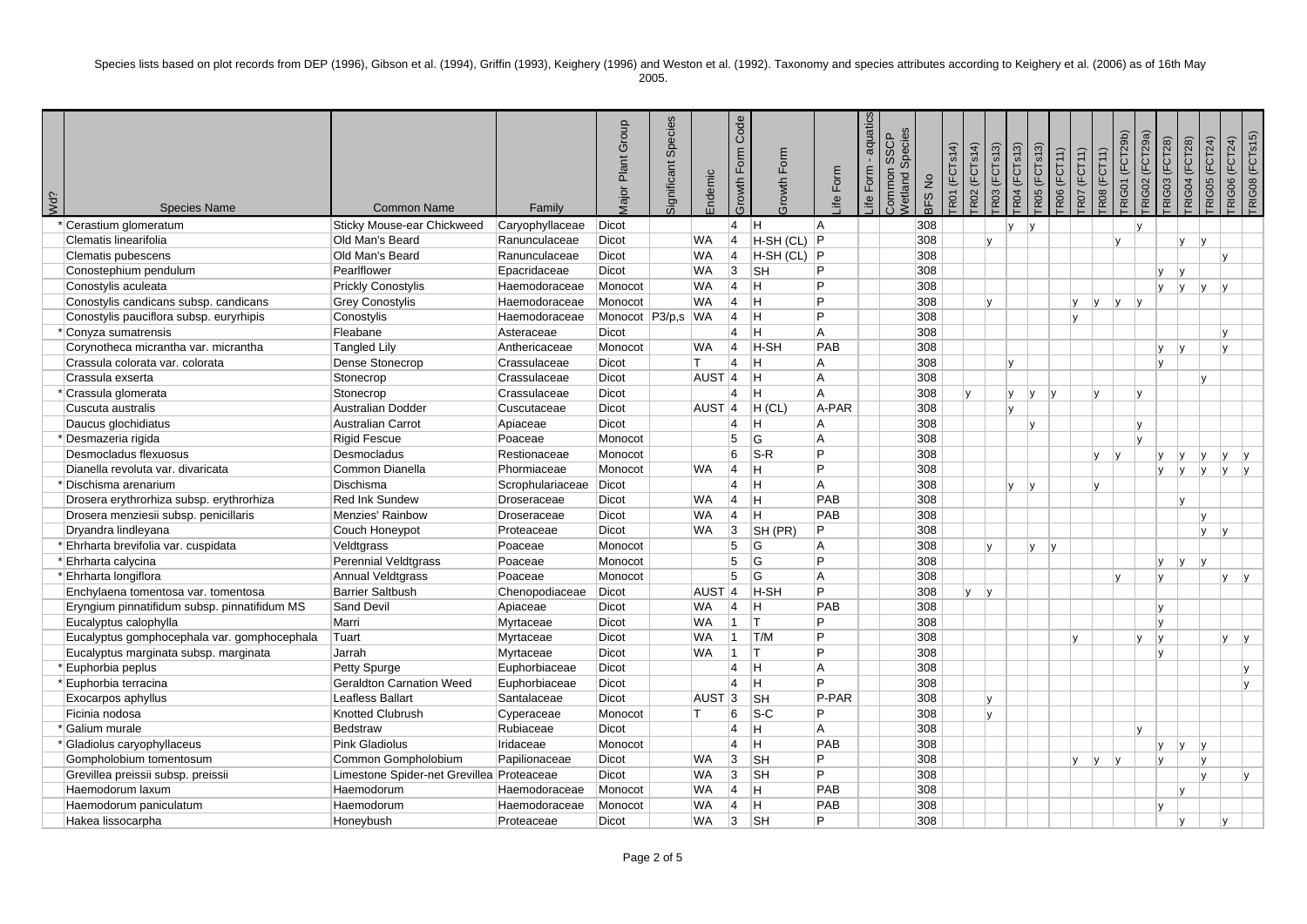Species lists based on plot records from DEP (1996), Gibson et al. (1994), Griffin (1993), Keighery (1996) and Weston et al. (1992). Taxonomy and species attributes according to Keighery et al. (2006) as of 16th May 2005.

| Wd? | Species Name | Common Name | Family | Major Plant Group | Significant Species | Endemic | Growth Form Code | Growth Form | Life Form | Life Form - aquatics | Common SSCP Wetland Species | BFS No | TR01 (FCTs14) | TR02 (FCTs14) | TR03 (FCTs13) | TR04 (FCTs13) | TR05 (FCTs13) | TR06 (FCT11) | TR07 (FCT11) | TR08 (FCT11) | TRIG01 (FCT29b) | TRIG02 (FCT29a) | TRIG03 (FCT28) | TRIG04 (FCT28) | TRIG05 (FCT24) | TRIG06 (FCT24) | TRIG08 (FCTs15) |
|---|---|---|---|---|---|---|---|---|---|---|---|---|---|---|---|---|---|---|---|---|---|---|---|---|---|---|---|
| * | Cerastium glomeratum | Sticky Mouse-ear Chickweed | Caryophyllaceae | Dicot | | | 4 | H | A | | | 308 | | | | y | y | | | | | y | | | | | |
| | Clematis linearifolia | Old Man's Beard | Ranunculaceae | Dicot | | WA | 4 | H-SH (CL) | P | | | 308 | | | y | | | | | | y | | | y | y | | |
| | Clematis pubescens | Old Man's Beard | Ranunculaceae | Dicot | | WA | 4 | H-SH (CL) | P | | | 308 | | | | | | | | | | | | | | y | |
| | Conostephium pendulum | Pearlflower | Epacridaceae | Dicot | | WA | 3 | SH | P | | | 308 | | | | | | | | | | | y | y | | | |
| | Conostylis aculeata | Prickly Conostylis | Haemodoraceae | Monocot | | WA | 4 | H | P | | | 308 | | | | | | | | | | | y | y | y | y | |
| | Conostylis candicans subsp. candicans | Grey Conostylis | Haemodoraceae | Monocot | | WA | 4 | H | P | | | 308 | | | y | | | | y | y | y | y | | | | | |
| | Conostylis pauciflora subsp. euryrhipis | Conostylis | Haemodoraceae | Monocot | P3/p,s | WA | 4 | H | P | | | 308 | | | | | | | y | | | | | | | | |
| * | Conyza sumatrensis | Fleabane | Asteraceae | Dicot | | | 4 | H | A | | | 308 | | | | | | | | | | | | | | y | |
| | Corynotheca micrantha var. micrantha | Tangled Lily | Anthericaceae | Monocot | | WA | 4 | H-SH | PAB | | | 308 | | | | | | | | | | | y | y | | y | |
| | Crassula colorata var. colorata | Dense Stonecrop | Crassulaceae | Dicot | | T | 4 | H | A | | | 308 | | | | y | | | | | | | y | | | | |
| | Crassula exserta | Stonecrop | Crassulaceae | Dicot | | AUST | 4 | H | A | | | 308 | | | | | | | | | | | | | y | | |
| * | Crassula glomerata | Stonecrop | Crassulaceae | Dicot | | | 4 | H | A | | | 308 | | y | | y | y | y | | y | | y | | | | | |
| | Cuscuta australis | Australian Dodder | Cuscutaceae | Dicot | | AUST | 4 | H (CL) | A-PAR | | | 308 | | | | y | | | | | | | | | | | |
| | Daucus glochidiatus | Australian Carrot | Apiaceae | Dicot | | | 4 | H | A | | | 308 | | | | | y | | | | | y | | | | | |
| * | Desmazeria rigida | Rigid Fescue | Poaceae | Monocot | | | 5 | G | A | | | 308 | | | | | | | | | | y | | | | | |
| | Desmocladus flexuosus | Desmocladus | Restionaceae | Monocot | | | 6 | S-R | P | | | 308 | | | | | | | | y | y | | y | y | y | y | y |
| | Dianella revoluta var. divaricata | Common Dianella | Phormiaceae | Monocot | | WA | 4 | H | P | | | 308 | | | | | | | | | | | y | y | y | y | y |
| * | Dischisma arenarium | Dischisma | Scrophulariaceae | Dicot | | | 4 | H | A | | | 308 | | | | y | y | | | y | | | | | | | |
| | Drosera erythrorhiza subsp. erythrorhiza | Red Ink Sundew | Droseraceae | Dicot | | WA | 4 | H | PAB | | | 308 | | | | | | | | | | | | y | | | |
| | Drosera menziesii subsp. penicillaris | Menzies' Rainbow | Droseraceae | Dicot | | WA | 4 | H | PAB | | | 308 | | | | | | | | | | | | | y | | |
| | Dryandra lindleyana | Couch Honeypot | Proteaceae | Dicot | | WA | 3 | SH (PR) | P | | | 308 | | | | | | | | | | | | | y | y | |
| * | Ehrharta brevifolia var. cuspidata | Veldtgrass | Poaceae | Monocot | | | 5 | G | A | | | 308 | | | y | | y | y | | | | | | | | | |
| * | Ehrharta calycina | Perennial Veldtgrass | Poaceae | Monocot | | | 5 | G | P | | | 308 | | | | | | | | | | | y | y | y | | |
| * | Ehrharta longiflora | Annual Veldtgrass | Poaceae | Monocot | | | 5 | G | A | | | 308 | | | | | | | | | y | | y | | | y | y |
| | Enchylaena tomentosa var. tomentosa | Barrier Saltbush | Chenopodiaceae | Dicot | | AUST | 4 | H-SH | P | | | 308 | | y | y | | | | | | | | | | | | |
| | Eryngium pinnatifidum subsp. pinnatifidum MS | Sand Devil | Apiaceae | Dicot | | WA | 4 | H | PAB | | | 308 | | | | | | | | | | | y | | | | |
| | Eucalyptus calophylla | Marri | Myrtaceae | Dicot | | WA | 1 | T | P | | | 308 | | | | | | | | | | | y | | | | |
| | Eucalyptus gomphocephala var. gomphocephala | Tuart | Myrtaceae | Dicot | | WA | 1 | T/M | P | | | 308 | | | | | | y | | | | y | y | | | y | y |
| | Eucalyptus marginata subsp. marginata | Jarrah | Myrtaceae | Dicot | | WA | 1 | T | P | | | 308 | | | | | | | | | | | y | | | | |
| * | Euphorbia peplus | Petty Spurge | Euphorbiaceae | Dicot | | | 4 | H | A | | | 308 | | | | | | | | | | | | | | | y |
| * | Euphorbia terracina | Geraldton Carnation Weed | Euphorbiaceae | Dicot | | | 4 | H | P | | | 308 | | | | | | | | | | | | | | | y |
| | Exocarpos aphyllus | Leafless Ballart | Santalaceae | Dicot | | AUST | 3 | SH | P-PAR | | | 308 | | | y | | | | | | | | | | | | |
| | Ficinia nodosa | Knotted Clubrush | Cyperaceae | Monocot | | T | 6 | S-C | P | | | 308 | | | y | | | | | | | | | | | | |
| * | Galium murale | Bedstraw | Rubiaceae | Dicot | | | 4 | H | A | | | 308 | | | | | | | | | | y | | | | | |
| * | Gladiolus caryophyllaceus | Pink Gladiolus | Iridaceae | Monocot | | | 4 | H | PAB | | | 308 | | | | | | | | | | | y | y | y | | |
| | Gompholobium tomentosum | Common Gompholobium | Papilionaceae | Dicot | | WA | 3 | SH | P | | | 308 | | | | | | | y | y | y | | y | | y | | |
| | Grevillea preissii subsp. preissii | Limestone Spider-net Grevillea | Proteaceae | Dicot | | WA | 3 | SH | P | | | 308 | | | | | | | | | | | | | y | | y |
| | Haemodorum laxum | Haemodorum | Haemodoraceae | Monocot | | WA | 4 | H | PAB | | | 308 | | | | | | | | | | | | y | | | |
| | Haemodorum paniculatum | Haemodorum | Haemodoraceae | Monocot | | WA | 4 | H | PAB | | | 308 | | | | | | | | | | | y | | | | |
| | Hakea lissocarpha | Honeybush | Proteaceae | Dicot | | WA | 3 | SH | P | | | 308 | | | | | | | | | | | | y | | y | |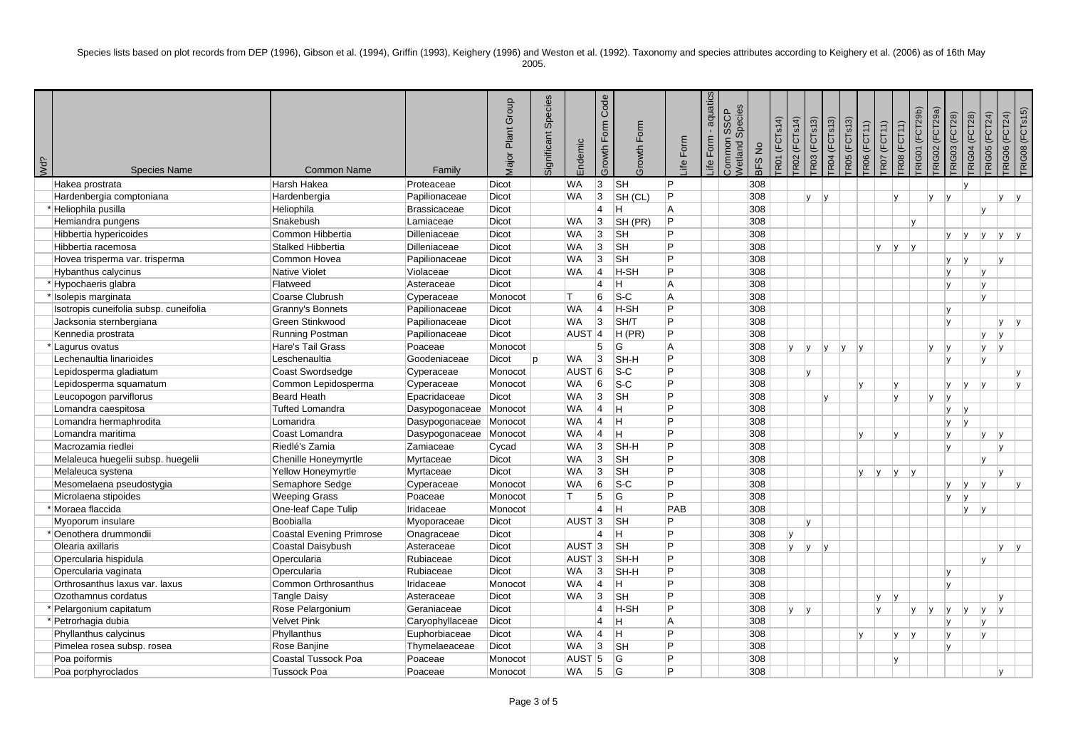Species lists based on plot records from DEP (1996), Gibson et al. (1994), Griffin (1993), Keighery (1996) and Weston et al. (1992). Taxonomy and species attributes according to Keighery et al. (2006) as of 16th May 2005.

| Wd? | Species Name | Common Name | Family | Major Plant Group | Significant Species | Endemic | Growth Form Code | Growth Form | Life Form | Life Form - aquatics | Common SSCP Wetland Species | BFS No | TR01 (FCTs14) | TR02 (FCTs14) | TR03 (FCTs13) | TR04 (FCTs13) | TR05 (FCTs13) | TR06 (FCT11) | TR07 (FCT11) | TR08 (FCT11) | TRIG01 (FCT29b) | TRIG02 (FCT29a) | TRIG03 (FCT28) | TRIG04 (FCT28) | TRIG05 (FCT24) | TRIG06 (FCT24) | TRIG08 (FCTs15) |
|---|---|---|---|---|---|---|---|---|---|---|---|---|---|---|---|---|---|---|---|---|---|---|---|---|---|---|---|
| | Hakea prostrata | Harsh Hakea | Proteaceae | Dicot | | WA | 3 | SH | P | | | 308 | | | | | | | | | | | | y | | | |
| | Hardenbergia comptoniana | Hardenbergia | Papilionaceae | Dicot | | WA | 3 | SH (CL) | P | | | 308 | | | y | y | | | | y | | y | y | | | y | y |
| * | Heliophila pusilla | Heliophila | Brassicaceae | Dicot | | | 4 | H | A | | | 308 | | | | | | | | | | | | | y | | |
| | Hemiandra pungens | Snakebush | Lamiaceae | Dicot | | WA | 3 | SH (PR) | P | | | 308 | | | | | | | | | y | | | | | | |
| | Hibbertia hypericoides | Common Hibbertia | Dilleniaceae | Dicot | | WA | 3 | SH | P | | | 308 | | | | | | | | | | | y | y | y | y | y |
| | Hibbertia racemosa | Stalked Hibbertia | Dilleniaceae | Dicot | | WA | 3 | SH | P | | | 308 | | | | | | | y | y | y | | | | | | |
| | Hovea trisperma var. trisperma | Common Hovea | Papilionaceae | Dicot | | WA | 3 | SH | P | | | 308 | | | | | | | | | | | y | y | | y | |
| | Hybanthus calycinus | Native Violet | Violaceae | Dicot | | WA | 4 | H-SH | P | | | 308 | | | | | | | | | | | y | | y | | |
| * | Hypochaeris glabra | Flatweed | Asteraceae | Dicot | | | 4 | H | A | | | 308 | | | | | | | | | | | y | | y | | |
| * | Isolepis marginata | Coarse Clubrush | Cyperaceae | Monocot | | T | 6 | S-C | A | | | 308 | | | | | | | | | | | | | y | | |
| | Isotropis cuneifolia subsp. cuneifolia | Granny's Bonnets | Papilionaceae | Dicot | | WA | 4 | H-SH | P | | | 308 | | | | | | | | | | | y | | | | |
| | Jacksonia sternbergiana | Green Stinkwood | Papilionaceae | Dicot | | WA | 3 | SH/T | P | | | 308 | | | | | | | | | | | y | | | y | y |
| | Kennedia prostrata | Running Postman | Papilionaceae | Dicot | | AUST | 4 | H (PR) | P | | | 308 | | | | | | | | | | | | | y | y | |
| * | Lagurus ovatus | Hare's Tail Grass | Poaceae | Monocot | | | 5 | G | A | | | 308 | | y | y | y | y | y | | | | y | y | | y | y | |
| | Lechenaultia linarioides | Leschenaultia | Goodeniaceae | Dicot | p | WA | 3 | SH-H | P | | | 308 | | | | | | | | | | | y | | y | | |
| | Lepidosperma gladiatum | Coast Swordsedge | Cyperaceae | Monocot | | AUST | 6 | S-C | P | | | 308 | | | y | | | | | | | | | | | | y |
| | Lepidosperma squamatum | Common Lepidosperma | Cyperaceae | Monocot | | WA | 6 | S-C | P | | | 308 | | | | | | y | | y | | | y | y | y | | y |
| | Leucopogon parviflorus | Beard Heath | Epacridaceae | Dicot | | WA | 3 | SH | P | | | 308 | | | | y | | | | y | | y | y | | | | |
| | Lomandra caespitosa | Tufted Lomandra | Dasypogonaceae | Monocot | | WA | 4 | H | P | | | 308 | | | | | | | | | | | y | y | | | |
| | Lomandra hermaphrodita | Lomandra | Dasypogonaceae | Monocot | | WA | 4 | H | P | | | 308 | | | | | | | | | | | y | y | | | |
| | Lomandra maritima | Coast Lomandra | Dasypogonaceae | Monocot | | WA | 4 | H | P | | | 308 | | | | | | y | | y | | | y | | y | y | |
| | Macrozamia riedlei | Riedlé's Zamia | Zamiaceae | Cycad | | WA | 3 | SH-H | P | | | 308 | | | | | | | | | | | y | | | y | |
| | Melaleuca huegelii subsp. huegelii | Chenille Honeymyrtle | Myrtaceae | Dicot | | WA | 3 | SH | P | | | 308 | | | | | | | | | | | | | y | | |
| | Melaleuca systena | Yellow Honeymyrtle | Myrtaceae | Dicot | | WA | 3 | SH | P | | | 308 | | | | | | y | y | y | y | | | | | y | |
| | Mesomelaena pseudostygia | Semaphore Sedge | Cyperaceae | Monocot | | WA | 6 | S-C | P | | | 308 | | | | | | | | | | | y | y | y | | y |
| | Microlaena stipoides | Weeping Grass | Poaceae | Monocot | | T | 5 | G | P | | | 308 | | | | | | | | | | | y | y | | | |
| * | Moraea flaccida | One-leaf Cape Tulip | Iridaceae | Monocot | | | 4 | H | PAB | | | 308 | | | | | | | | | | | | y | y | | |
| | Myoporum insulare | Boobialla | Myoporaceae | Dicot | | AUST | 3 | SH | P | | | 308 | | | y | | | | | | | | | | | | |
| * | Oenothera drummondii | Coastal Evening Primrose | Onagraceae | Dicot | | | 4 | H | P | | | 308 | | y | | | | | | | | | | | | | |
| | Olearia axillaris | Coastal Daisybush | Asteraceae | Dicot | | AUST | 3 | SH | P | | | 308 | | y | y | y | | | | | | | | | | y | y |
| | Opercularia hispidula | Opercularia | Rubiaceae | Dicot | | AUST | 3 | SH-H | P | | | 308 | | | | | | | | | | | | | y | | |
| | Opercularia vaginata | Opercularia | Rubiaceae | Dicot | | WA | 3 | SH-H | P | | | 308 | | | | | | | | | | | y | | | | |
| | Orthrosanthus laxus var. laxus | Common Orthrosanthus | Iridaceae | Monocot | | WA | 4 | H | P | | | 308 | | | | | | | | | | | y | | | | |
| | Ozothamnus cordatus | Tangle Daisy | Asteraceae | Dicot | | WA | 3 | SH | P | | | 308 | | | | | | | y | y | | | | | | y | |
| * | Pelargonium capitatum | Rose Pelargonium | Geraniaceae | Dicot | | | 4 | H-SH | P | | | 308 | | y | y | | | | y | | y | y | y | y | y | y | |
| * | Petrorhagia dubia | Velvet Pink | Caryophyllaceae | Dicot | | | 4 | H | A | | | 308 | | | | | | | | | | | y | | y | | |
| | Phyllanthus calycinus | Phyllanthus | Euphorbiaceae | Dicot | | WA | 4 | H | P | | | 308 | | | | | | y | | y | y | | y | | y | | |
| | Pimelea rosea subsp. rosea | Rose Banjine | Thymelaeaceae | Dicot | | WA | 3 | SH | P | | | 308 | | | | | | | | | | | y | | | | |
| | Poa poiformis | Coastal Tussock Poa | Poaceae | Monocot | | AUST | 5 | G | P | | | 308 | | | | | | | | y | | | | | | | |
| | Poa porphyroclados | Tussock Poa | Poaceae | Monocot | | WA | 5 | G | P | | | 308 | | | | | | | | | | | | | | y | |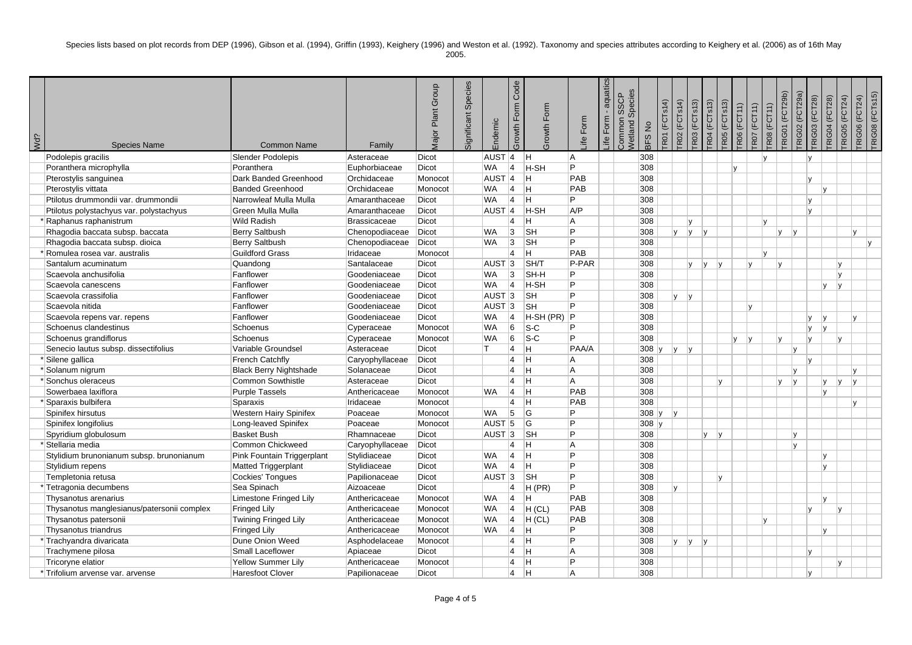Species lists based on plot records from DEP (1996), Gibson et al. (1994), Griffin (1993), Keighery (1996) and Weston et al. (1992). Taxonomy and species attributes according to Keighery et al. (2006) as of 16th May 2005.

| Wd? | Species Name | Common Name | Family | Major Plant Group | Significant Species | Endemic | Growth Form Code | Growth Form | Life Form | Life Form - aquatics | Common SSCP Wetland Species | BFS No | TR01 (FCTs14) | TR02 (FCTs14) | TR03 (FCTs13) | TR04 (FCTs13) | TR05 (FCTs13) | TR06 (FCT11) | TR07 (FCT11) | TR08 (FCT11) | TRIG01 (FCT29b) | TRIG02 (FCT29a) | TRIG03 (FCT28) | TRIG04 (FCT28) | TRIG05 (FCT24) | TRIG06 (FCT24) | TRIG08 (FCTs15) |
|---|---|---|---|---|---|---|---|---|---|---|---|---|---|---|---|---|---|---|---|---|---|---|---|---|---|---|---|
| | Podolepis gracilis | Slender Podolepis | Asteraceae | Dicot | | AUST | 4 | H | A | | | 308 | | | | | | | | y | | | y | | | | |
| | Poranthera microphylla | Poranthera | Euphorbiaceae | Dicot | | WA | 4 | H-SH | P | | | 308 | | | | | | y | | | | | | | | | |
| | Pterostylis sanguinea | Dark Banded Greenhood | Orchidaceae | Monocot | | AUST | 4 | H | PAB | | | 308 | | | | | | | | | | | y | | | | |
| | Pterostylis vittata | Banded Greenhood | Orchidaceae | Monocot | | WA | 4 | H | PAB | | | 308 | | | | | | | | | | | | y | | | |
| | Ptilotus drummondii var. drummondii | Narrowleaf Mulla Mulla | Amaranthaceae | Dicot | | WA | 4 | H | P | | | 308 | | | | | | | | | | | y | | | | |
| | Ptilotus polystachyus var. polystachyus | Green Mulla Mulla | Amaranthaceae | Dicot | | AUST | 4 | H-SH | A/P | | | 308 | | | | | | | | | | | y | | | | |
| * | Raphanus raphanistrum | Wild Radish | Brassicaceae | Dicot | | | 4 | H | A | | | 308 | | | y | | | | | y | | | | | | | |
| | Rhagodia baccata subsp. baccata | Berry Saltbush | Chenopodiaceae | Dicot | | WA | 3 | SH | P | | | 308 | | y | y | y | | | | | y | y | | | | y | |
| | Rhagodia baccata subsp. dioica | Berry Saltbush | Chenopodiaceae | Dicot | | WA | 3 | SH | P | | | 308 | | | | | | | | | | | | | | | y |
| * | Romulea rosea var. australis | Guildford Grass | Iridaceae | Monocot | | | 4 | H | PAB | | | 308 | | | | | | | | y | | | | | | | |
| | Santalum acuminatum | Quandong | Santalaceae | Dicot | | AUST | 3 | SH/T | P-PAR | | | 308 | | | y | y | y | | y | | y | | | | y | | |
| | Scaevola anchusifolia | Fanflower | Goodeniaceae | Dicot | | WA | 3 | SH-H | P | | | 308 | | | | | | | | | | | | | y | | |
| | Scaevola canescens | Fanflower | Goodeniaceae | Dicot | | WA | 4 | H-SH | P | | | 308 | | | | | | | | | | | | y | y | | |
| | Scaevola crassifolia | Fanflower | Goodeniaceae | Dicot | | AUST | 3 | SH | P | | | 308 | | y | y | | | | | | | | | | | | |
| | Scaevola nitida | Fanflower | Goodeniaceae | Dicot | | AUST | 3 | SH | P | | | 308 | | | | | | | y | | | | | | | | |
| | Scaevola repens var. repens | Fanflower | Goodeniaceae | Dicot | | WA | 4 | H-SH (PR) | P | | | 308 | | | | | | | | | | | y | y | | y | |
| | Schoenus clandestinus | Schoenus | Cyperaceae | Monocot | | WA | 6 | S-C | P | | | 308 | | | | | | | | | | | y | y | | | |
| | Schoenus grandiflorus | Schoenus | Cyperaceae | Monocot | | WA | 6 | S-C | P | | | 308 | | | | | | y | y | | y | | y | | y | | |
| | Senecio lautus subsp. dissectifolius | Variable Groundsel | Asteraceae | Dicot | | T | 4 | H | PAA/A | | | 308 | y | y | y | | | | | | | y | | | | | |
| * | Silene gallica | French Catchfly | Caryophyllaceae | Dicot | | | 4 | H | A | | | 308 | | | | | | | | | | | y | | | | |
| * | Solanum nigrum | Black Berry Nightshade | Solanaceae | Dicot | | | 4 | H | A | | | 308 | | | | | | | | | | y | | | | y | |
| * | Sonchus oleraceus | Common Sowthistle | Asteraceae | Dicot | | | 4 | H | A | | | 308 | | | | | y | | | | y | y | y | | y | y | |
| | Sowerbaea laxiflora | Purple Tassels | Anthericaceae | Monocot | | WA | 4 | H | PAB | | | 308 | | | | | | | | | | | | y | | | |
| * | Sparaxis bulbifera | Sparaxis | Iridaceae | Monocot | | | 4 | H | PAB | | | 308 | | | | | | | | | | | | | | y | |
| | Spinifex hirsutus | Western Hairy Spinifex | Poaceae | Monocot | | WA | 5 | G | P | | | 308 | y | y | | | | | | | | | | | | | |
| | Spinifex longifolius | Long-leaved Spinifex | Poaceae | Monocot | | AUST | 5 | G | P | | | 308 | y | | | | | | | | | | | | | | |
| | Spyridium globulosum | Basket Bush | Rhamnaceae | Dicot | | AUST | 3 | SH | P | | | 308 | | | | y | y | | | | | y | | | | | |
| * | Stellaria media | Common Chickweed | Caryophyllaceae | Dicot | | | 4 | H | A | | | 308 | | | | | | | | | | y | | | | | |
| | Stylidium brunonianum subsp. brunonianum | Pink Fountain Triggerplant | Stylidiaceae | Dicot | | WA | 4 | H | P | | | 308 | | | | | | | | | | | | y | | | |
| | Stylidium repens | Matted Triggerplant | Stylidiaceae | Dicot | | WA | 4 | H | P | | | 308 | | | | | | | | | | | | y | | | |
| | Templetonia retusa | Cockies' Tongues | Papilionaceae | Dicot | | AUST | 3 | SH | P | | | 308 | | | | | y | | | | | | | | | | |
| * | Tetragonia decumbens | Sea Spinach | Aizoaceae | Dicot | | | 4 | H (PR) | P | | | 308 | | y | | | | | | | | | | | | | |
| | Thysanotus arenarius | Limestone Fringed Lily | Anthericaceae | Monocot | | WA | 4 | H | PAB | | | 308 | | | | | | | | | | | | y | | | |
| | Thysanotus manglesianus/patersonii complex | Fringed Lily | Anthericaceae | Monocot | | WA | 4 | H (CL) | PAB | | | 308 | | | | | | | | | | | y | | y | | |
| | Thysanotus patersonii | Twining Fringed Lily | Anthericaceae | Monocot | | WA | 4 | H (CL) | PAB | | | 308 | | | | | | | | y | | | | | | | |
| | Thysanotus triandrus | Fringed Lily | Anthericaceae | Monocot | | WA | 4 | H | P | | | 308 | | | | | | | | | | | | y | | | |
| * | Trachyandra divaricata | Dune Onion Weed | Asphodelaceae | Monocot | | | 4 | H | P | | | 308 | | y | y | y | | | | | | | | | | | |
| | Trachymene pilosa | Small Laceflower | Apiaceae | Dicot | | | 4 | H | A | | | 308 | | | | | | | | | | | y | | | | |
| | Tricoryne elatior | Yellow Summer Lily | Anthericaceae | Monocot | | | 4 | H | P | | | 308 | | | | | | | | | | | | | y | | |
| * | Trifolium arvense var. arvense | Haresfoot Clover | Papilionaceae | Dicot | | | 4 | H | A | | | 308 | | | | | | | | | | | y | | | | |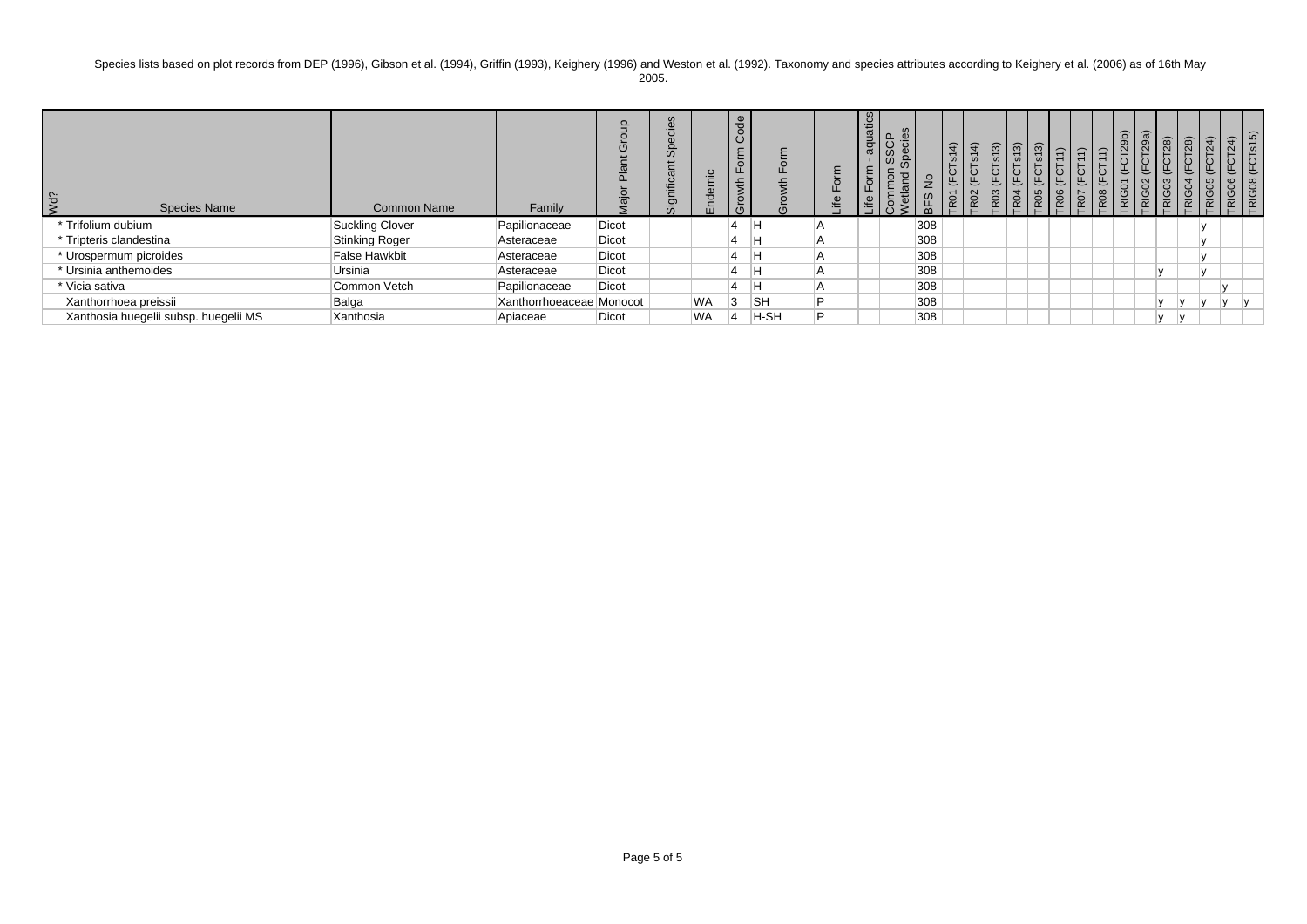Species lists based on plot records from DEP (1996), Gibson et al. (1994), Griffin (1993), Keighery (1996) and Weston et al. (1992). Taxonomy and species attributes according to Keighery et al. (2006) as of 16th May 2005.

| Wd? | Species Name | Common Name | Family | Major Plant Group | Significant Species | Endemic | Growth Form Code | Growth Form | Life Form | Life Form - aquatics | Common SSCP Wetland Species | BFS No | TR01 (FCTs14) | TR02 (FCTs14) | TR03 (FCTs13) | TR04 (FCTs13) | TR05 (FCTs13) | TR06 (FCT11) | TR07 (FCT11) | TR08 (FCT11) | TRIG01 (FCT29b) | TRIG02 (FCT29a) | TRIG03 (FCT28) | TRIG04 (FCT28) | TRIG05 (FCT24) | TRIG06 (FCT24) | TRIG08 (FCTs15) |
|---|---|---|---|---|---|---|---|---|---|---|---|---|---|---|---|---|---|---|---|---|---|---|---|---|---|---|---|
| * | Trifolium dubium | Suckling Clover | Papilionaceae | Dicot | | | 4 | H | A | | | 308 | | | | | | | | | | | | | y | | |
| * | Tripteris clandestina | Stinking Roger | Asteraceae | Dicot | | | 4 | H | A | | | 308 | | | | | | | | | | | | | y | | |
| * | Urospermum picroides | False Hawkbit | Asteraceae | Dicot | | | 4 | H | A | | | 308 | | | | | | | | | | | | | y | | |
| * | Ursinia anthemoides | Ursinia | Asteraceae | Dicot | | | 4 | H | A | | | 308 | | | | | | | | | | | y | | y | | |
| * | Vicia sativa | Common Vetch | Papilionaceae | Dicot | | | 4 | H | A | | | 308 | | | | | | | | | | | | | | y | |
| | Xanthorrhoea preissii | Balga | Xanthorrhoeaceae | Monocot | | WA | 3 | SH | P | | | 308 | | | | | | | | | | | y | y | y | y | y |
| | Xanthosia huegelii subsp. huegelii MS | Xanthosia | Apiaceae | Dicot | | WA | 4 | H-SH | P | | | 308 | | | | | | | | | | | y | y | | | |